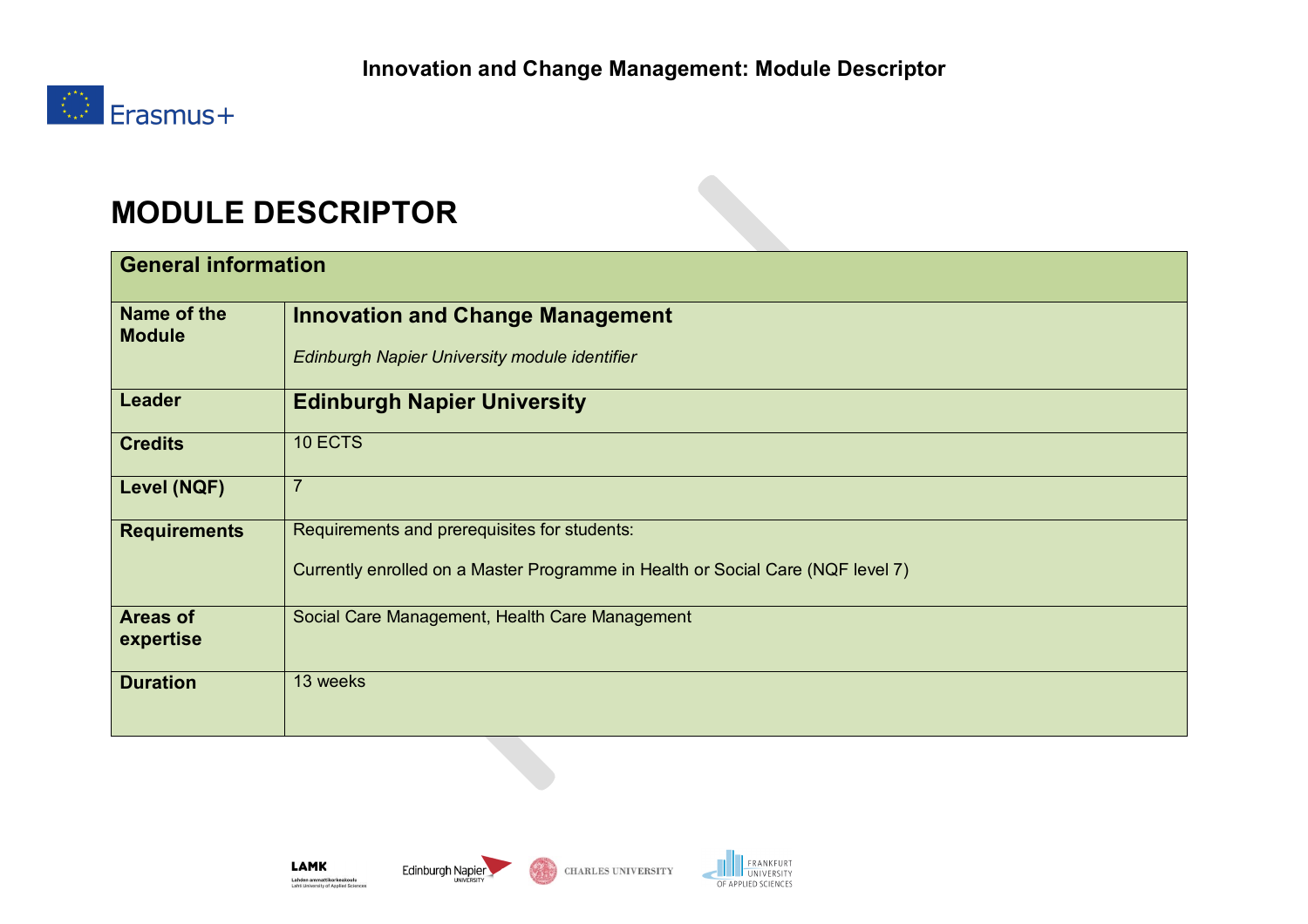# MODULE DESCRIPTOR

| General information | |
|---|---|
| **Name of the Module** | **Innovation and Change Management**<br><br>*Edinburgh Napier University module identifier* |
| **Leader** | **Edinburgh Napier University** |
| **Credits** | 10 ECTS |
| **Level (NQF)** | 7 |
| **Requirements** | Requirements and prerequisites for students:<br><br>Currently enrolled on a Master Programme in Health or Social Care (NQF level 7) |
| **Areas of expertise** | Social Care Management, Health Care Management |
| **Duration** | 13 weeks |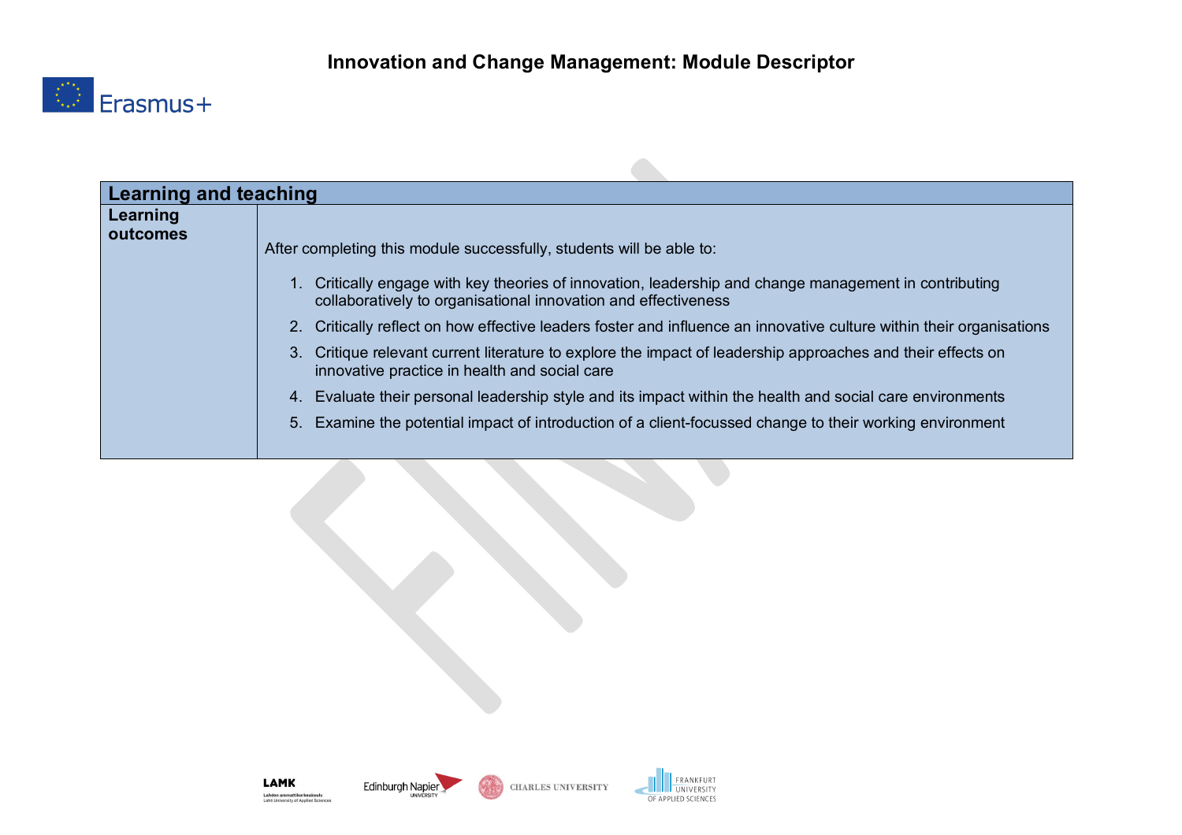| Learning and teaching | |
| --- | --- |
| **Learning outcomes** | After completing this module successfully, students will be able to:<br><br>1. Critically engage with key theories of innovation, leadership and change management in contributing collaboratively to organisational innovation and effectiveness<br>2. Critically reflect on how effective leaders foster and influence an innovative culture within their organisations<br>3. Critique relevant current literature to explore the impact of leadership approaches and their effects on innovative practice in health and social care<br>4. Evaluate their personal leadership style and its impact within the health and social care environments<br>5. Examine the potential impact of introduction of a client-focussed change to their working environment |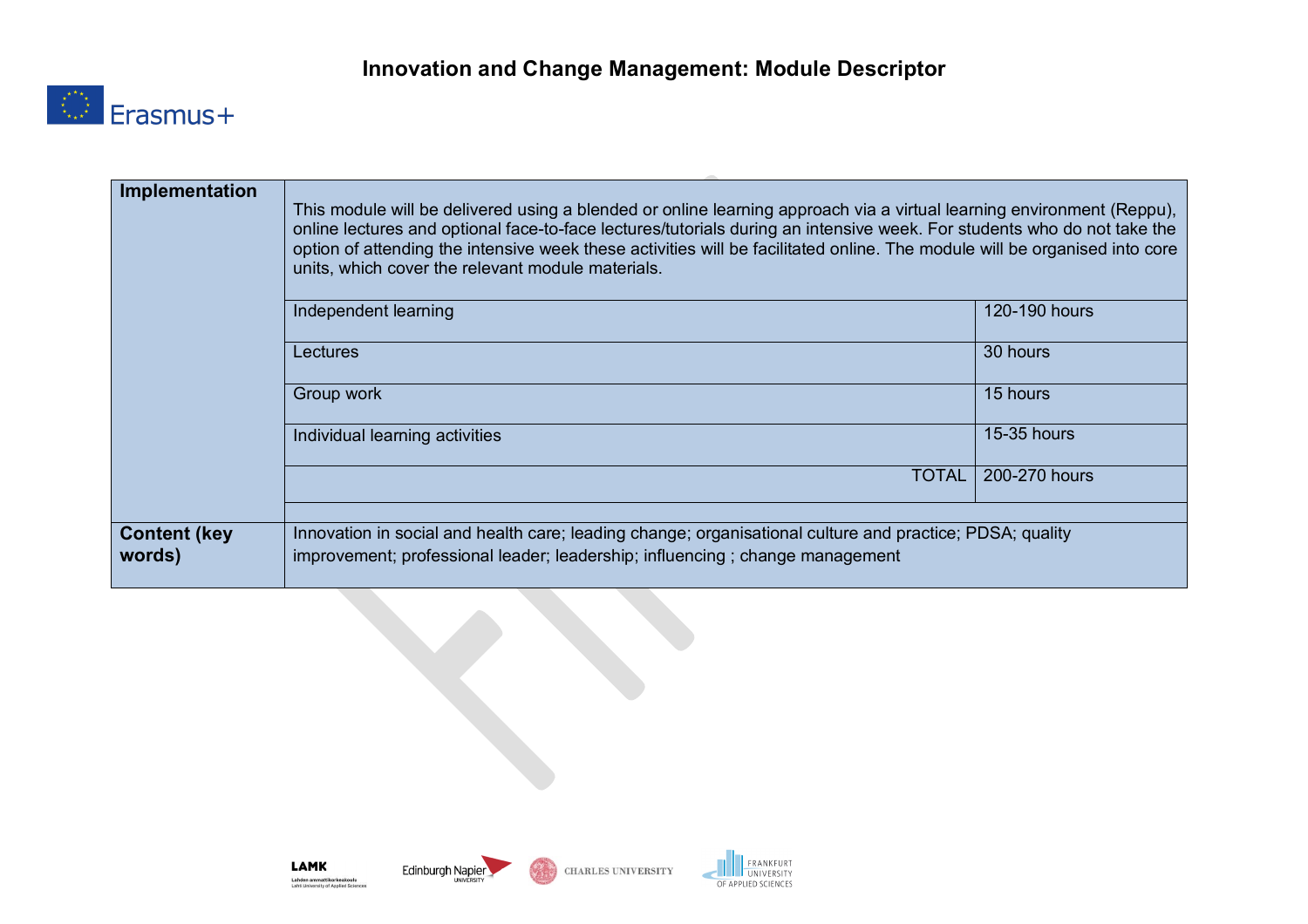| | | |
|---|---|---|
| **Implementation** | This module will be delivered using a blended or online learning approach via a virtual learning environment (Reppu), online lectures and optional face-to-face lectures/tutorials during an intensive week. For students who do not take the option of attending the intensive week these activities will be facilitated online. The module will be organised into core units, which cover the relevant module materials. | |
| | Independent learning | 120-190 hours |
| | Lectures | 30 hours |
| | Group work | 15 hours |
| | Individual learning activities | 15-35 hours |
| | TOTAL | 200-270 hours |
| | | |
| **Content (key words)** | Innovation in social and health care; leading change; organisational culture and practice; PDSA; quality improvement; professional leader; leadership; influencing ; change management | |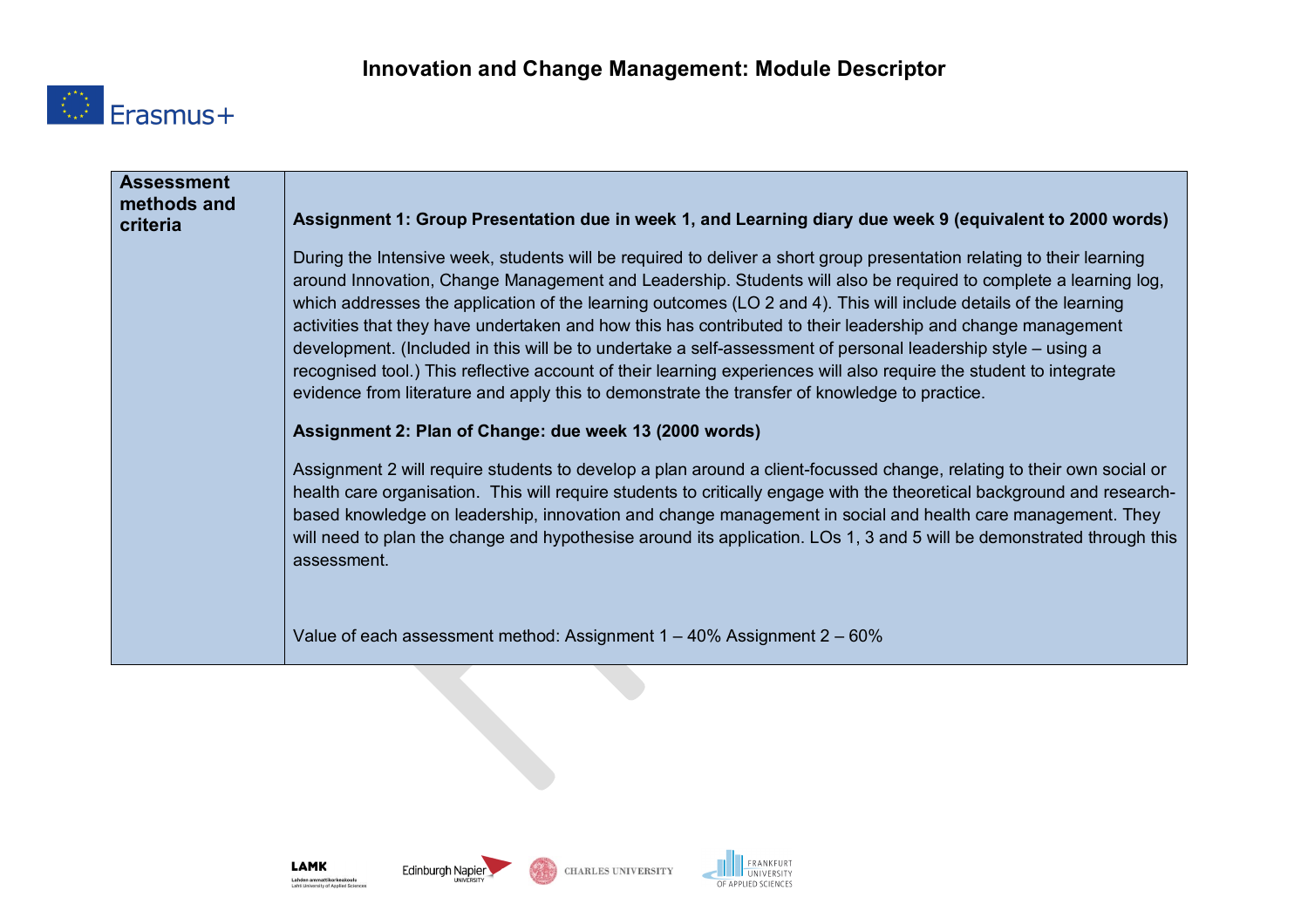| Assessment methods and criteria | **Assignment 1: Group Presentation due in week 1, and Learning diary due week 9 (equivalent to 2000 words)**<br><br>During the Intensive week, students will be required to deliver a short group presentation relating to their learning around Innovation, Change Management and Leadership. Students will also be required to complete a learning log, which addresses the application of the learning outcomes (LO 2 and 4). This will include details of the learning activities that they have undertaken and how this has contributed to their leadership and change management development. (Included in this will be to undertake a self-assessment of personal leadership style – using a recognised tool.) This reflective account of their learning experiences will also require the student to integrate evidence from literature and apply this to demonstrate the transfer of knowledge to practice.<br><br>**Assignment 2: Plan of Change: due week 13 (2000 words)**<br><br>Assignment 2 will require students to develop a plan around a client-focussed change, relating to their own social or health care organisation. This will require students to critically engage with the theoretical background and research-based knowledge on leadership, innovation and change management in social and health care management. They will need to plan the change and hypothesise around its application. LOs 1, 3 and 5 will be demonstrated through this assessment.<br><br>Value of each assessment method: Assignment 1 – 40% Assignment 2 – 60% |
|---|---|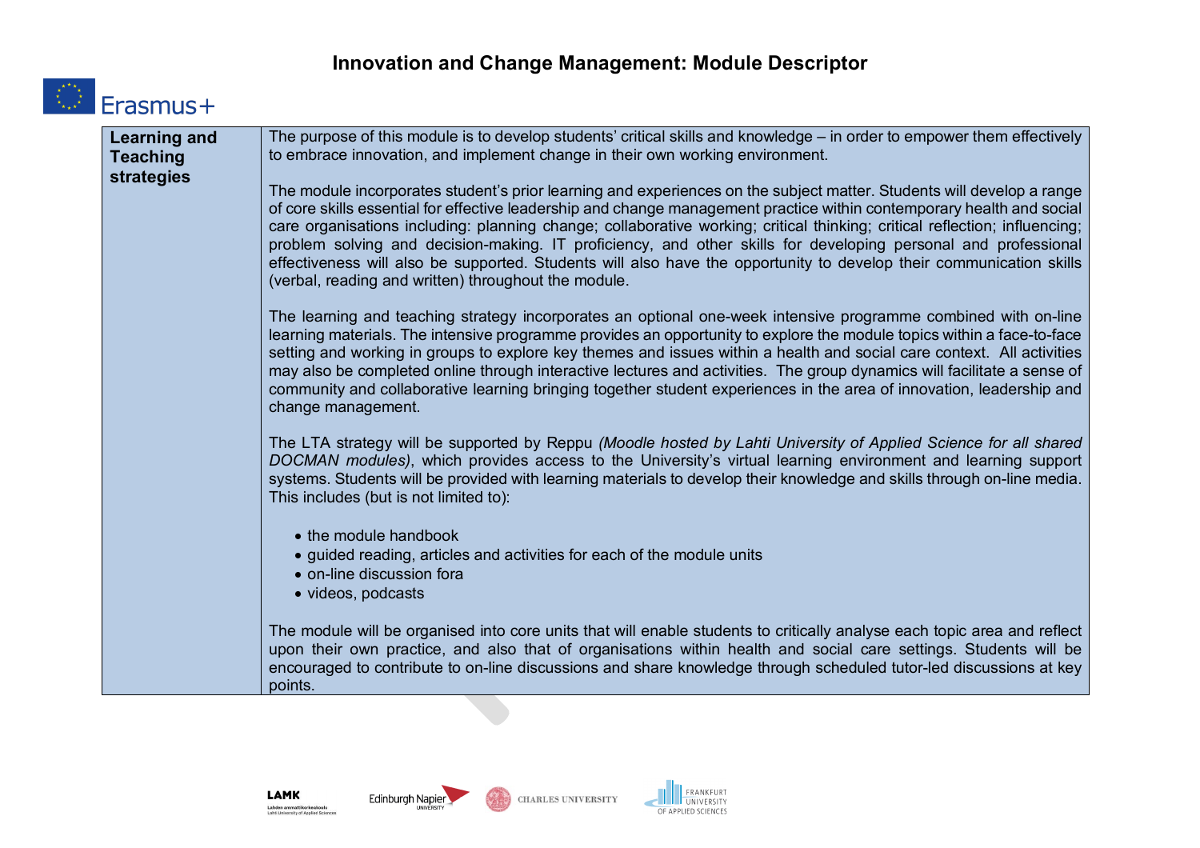# Innovation and Change Management: Module Descriptor

| | |
|---|---|
| **Learning and Teaching strategies** | The purpose of this module is to develop students' critical skills and knowledge – in order to empower them effectively to embrace innovation, and implement change in their own working environment.<br><br>The module incorporates student's prior learning and experiences on the subject matter. Students will develop a range of core skills essential for effective leadership and change management practice within contemporary health and social care organisations including: planning change; collaborative working; critical thinking; critical reflection; influencing; problem solving and decision-making. IT proficiency, and other skills for developing personal and professional effectiveness will also be supported. Students will also have the opportunity to develop their communication skills (verbal, reading and written) throughout the module.<br><br>The learning and teaching strategy incorporates an optional one-week intensive programme combined with on-line learning materials. The intensive programme provides an opportunity to explore the module topics within a face-to-face setting and working in groups to explore key themes and issues within a health and social care context. All activities may also be completed online through interactive lectures and activities. The group dynamics will facilitate a sense of community and collaborative learning bringing together student experiences in the area of innovation, leadership and change management.<br><br>The LTA strategy will be supported by Reppu *(Moodle hosted by Lahti University of Applied Science for all shared DOCMAN modules)*, which provides access to the University's virtual learning environment and learning support systems. Students will be provided with learning materials to develop their knowledge and skills through on-line media. This includes (but is not limited to):<br><br>• the module handbook<br>• guided reading, articles and activities for each of the module units<br>• on-line discussion fora<br>• videos, podcasts<br><br>The module will be organised into core units that will enable students to critically analyse each topic area and reflect upon their own practice, and also that of organisations within health and social care settings. Students will be encouraged to contribute to on-line discussions and share knowledge through scheduled tutor-led discussions at key points. |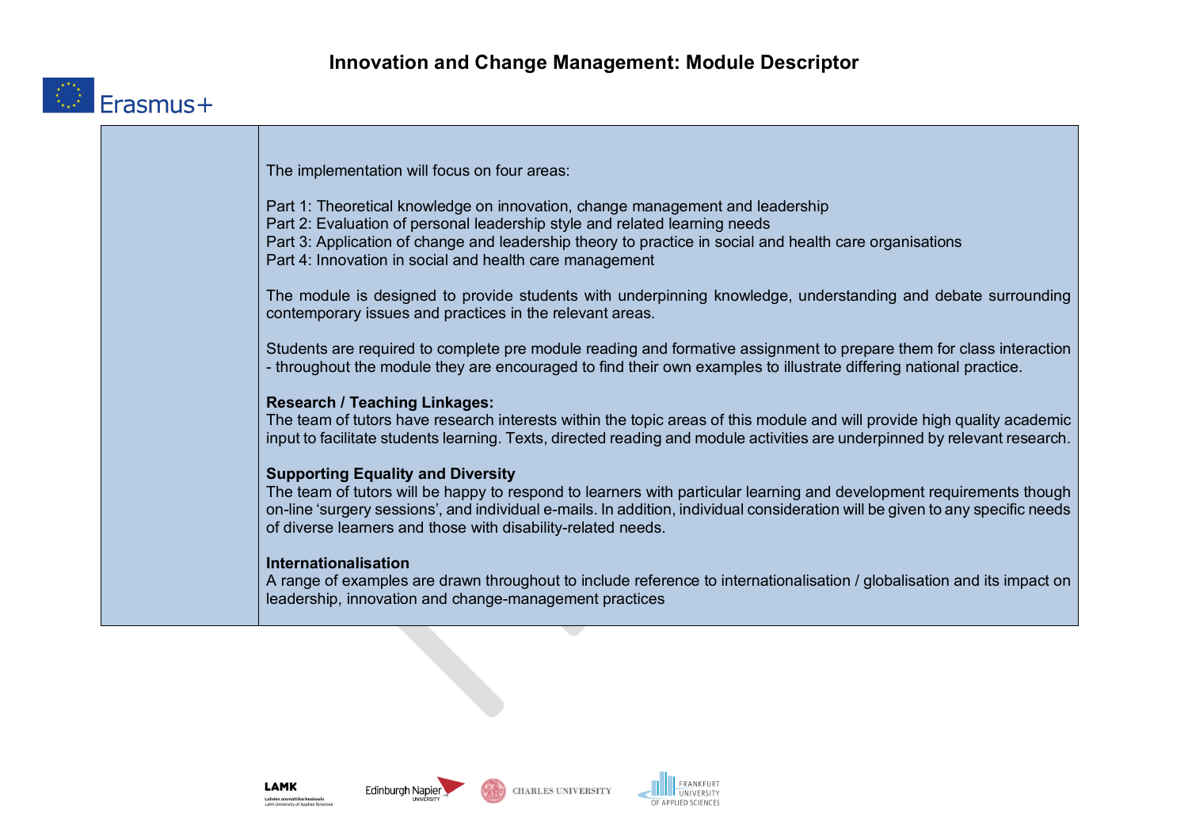| | |
|---|---|
| | The implementation will focus on four areas:<br><br>Part 1: Theoretical knowledge on innovation, change management and leadership<br>Part 2: Evaluation of personal leadership style and related learning needs<br>Part 3: Application of change and leadership theory to practice in social and health care organisations<br>Part 4: Innovation in social and health care management<br><br>The module is designed to provide students with underpinning knowledge, understanding and debate surrounding contemporary issues and practices in the relevant areas.<br><br>Students are required to complete pre module reading and formative assignment to prepare them for class interaction - throughout the module they are encouraged to find their own examples to illustrate differing national practice.<br><br>**Research / Teaching Linkages:**<br>The team of tutors have research interests within the topic areas of this module and will provide high quality academic input to facilitate students learning. Texts, directed reading and module activities are underpinned by relevant research.<br><br>**Supporting Equality and Diversity**<br>The team of tutors will be happy to respond to learners with particular learning and development requirements though on-line 'surgery sessions', and individual e-mails. In addition, individual consideration will be given to any specific needs of diverse learners and those with disability-related needs.<br><br>**Internationalisation**<br>A range of examples are drawn throughout to include reference to internationalisation / globalisation and its impact on leadership, innovation and change-management practices |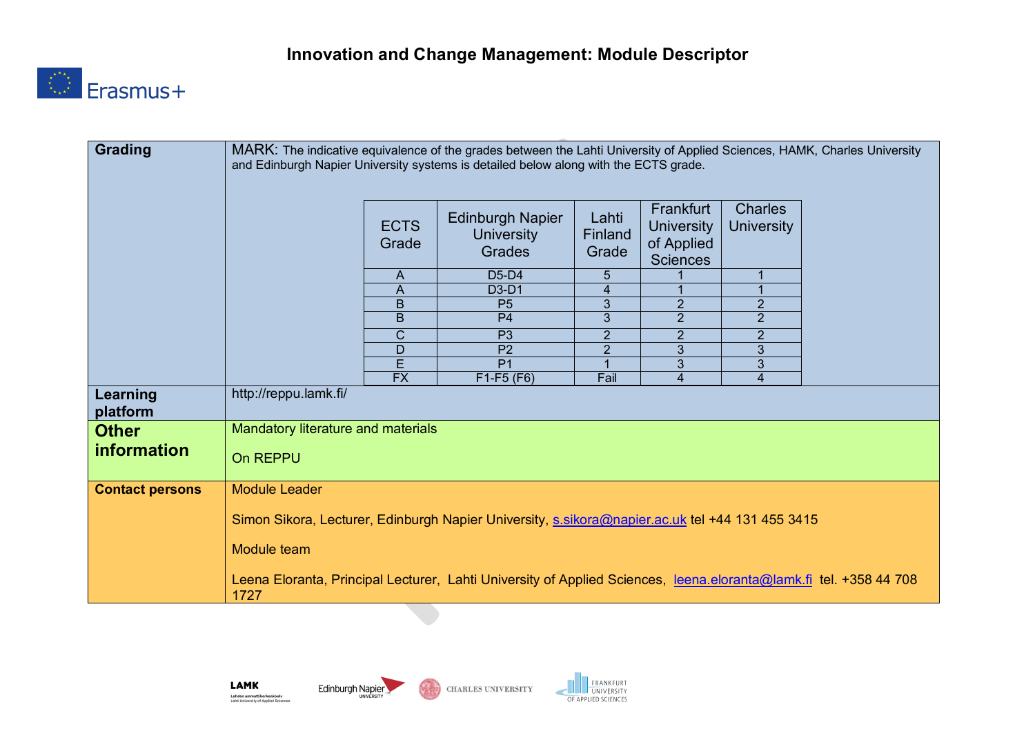# Innovation and Change Management: Module Descriptor

| | |
|---|---|
| **Grading** | MARK: The indicative equivalence of the grades between the Lahti University of Applied Sciences, HAMK, Charles University and Edinburgh Napier University systems is detailed below along with the ECTS grade. |
| **Learning platform** | http://reppu.lamk.fi/ |
| **Other information** | Mandatory literature and materials<br><br>On REPPU |
| **Contact persons** | Module Leader<br><br>Simon Sikora, Lecturer, Edinburgh Napier University, s.sikora@napier.ac.uk tel +44 131 455 3415<br><br>Module team<br><br>Leena Eloranta, Principal Lecturer, Lahti University of Applied Sciences, leena.eloranta@lamk.fi tel. +358 44 708 1727 |

| ECTS Grade | Edinburgh Napier University Grades | Lahti Finland Grade | Frankfurt University of Applied Sciences | Charles University |
|---|---|---|---|---|
| A | D5-D4 | 5 | 1 | 1 |
| A | D3-D1 | 4 | 1 | 1 |
| B | P5 | 3 | 2 | 2 |
| B | P4 | 3 | 2 | 2 |
| C | P3 | 2 | 2 | 2 |
| D | P2 | 2 | 3 | 3 |
| E | P1 | 1 | 3 | 3 |
| FX | F1-F5 (F6) | Fail | 4 | 4 |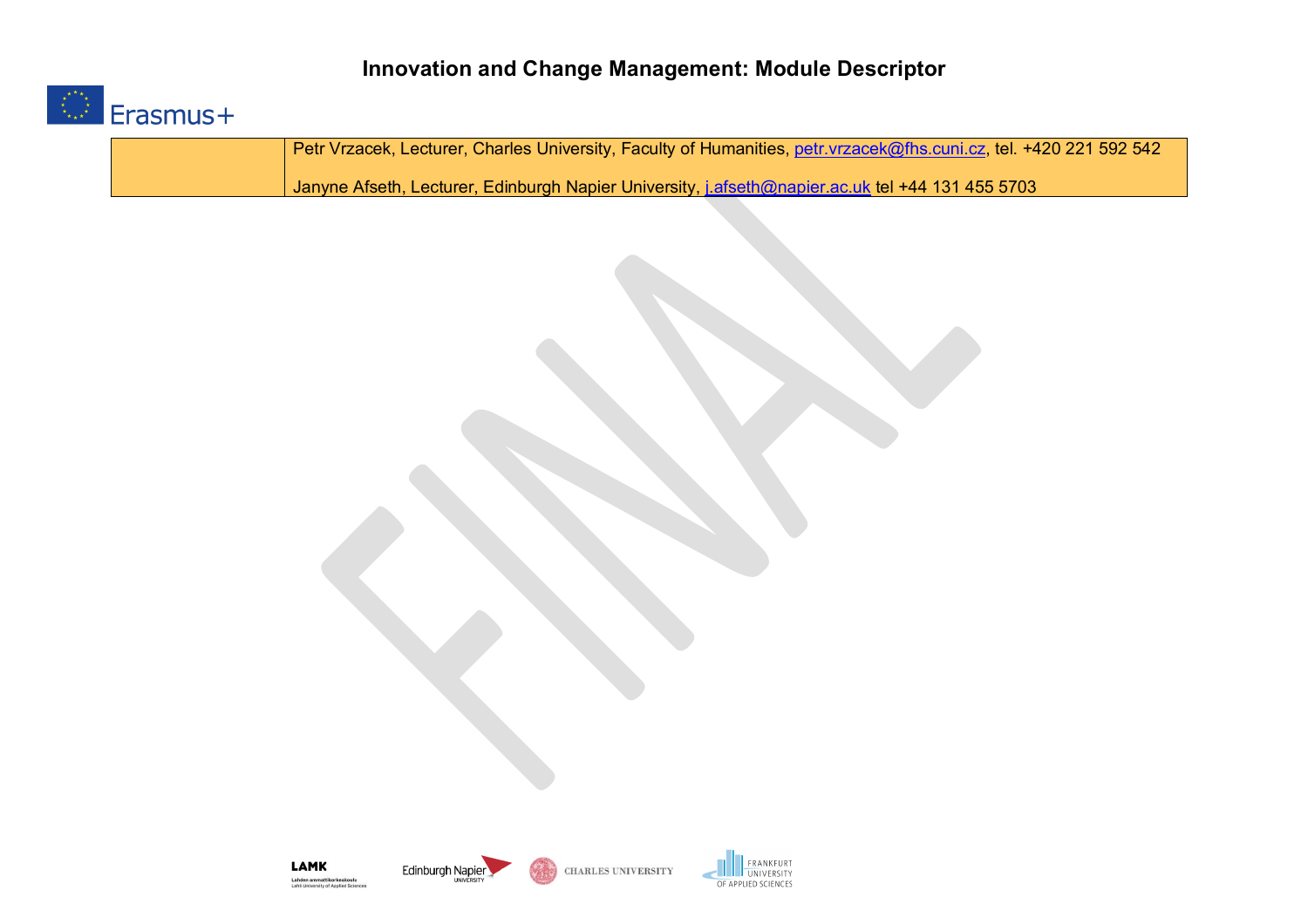| | |
|---|---|
| | Petr Vrzacek, Lecturer, Charles University, Faculty of Humanities, petr.vrzacek@fhs.cuni.cz, tel. +420 221 592 542<br><br>Janyne Afseth, Lecturer, Edinburgh Napier University, j.afseth@napier.ac.uk tel +44 131 455 5703 |